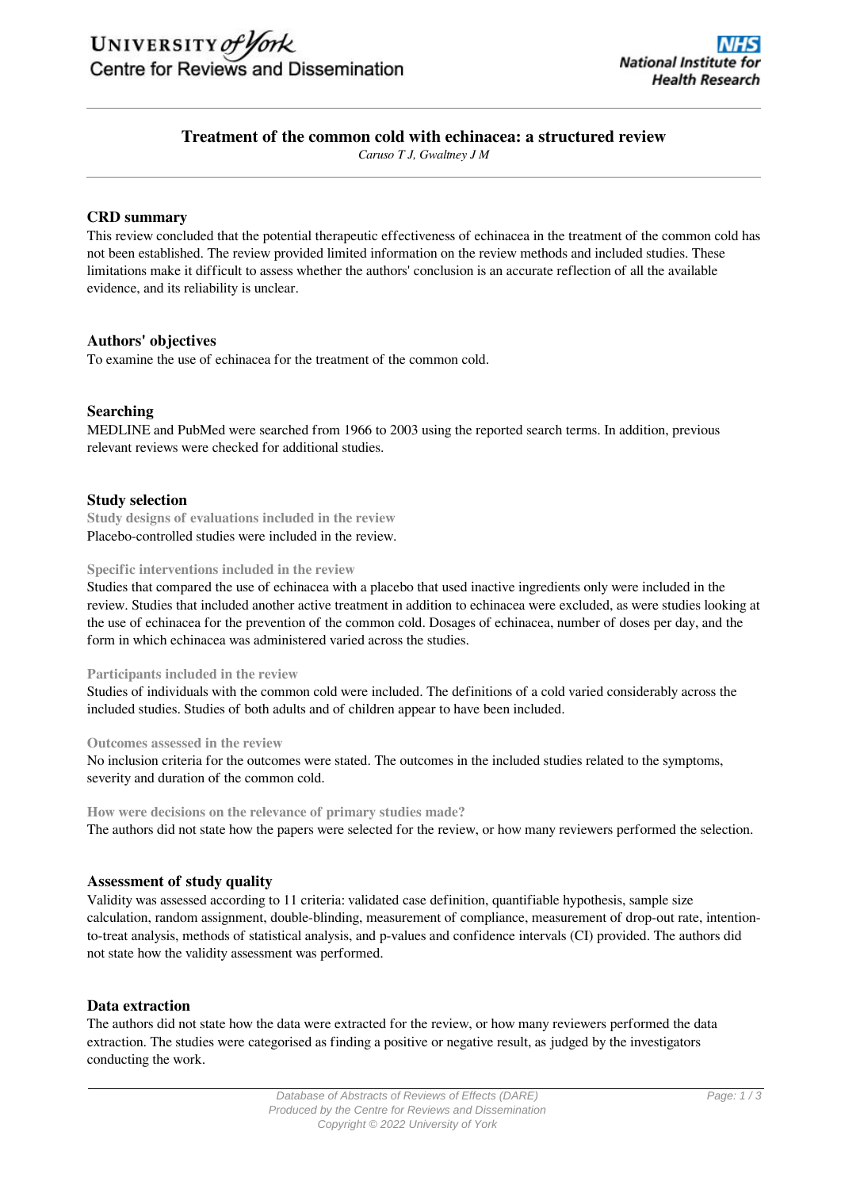# Treatment of the common cold with echinacea: a structured review

*Caruso T J, Gwaltney J M*

## CRD summary

This review concluded that the potential therapeutic effectiveness of echinacea in the treatment of the common cold has not been established. The review provided limited information on the review methods and included studies. These limitations make it difficult to assess whether the authors' conclusion is an accurate reflection of all the available evidence, and its reliability is unclear.

## Authors' objectives

To examine the use of echinacea for the treatment of the common cold.

## Searching

MEDLINE and PubMed were searched from 1966 to 2003 using the reported search terms. In addition, previous relevant reviews were checked for additional studies.

## Study selection

### Study designs of evaluations included in the review

Placebo-controlled studies were included in the review.

### Specific interventions included in the review

Studies that compared the use of echinacea with a placebo that used inactive ingredients only were included in the review. Studies that included another active treatment in addition to echinacea were excluded, as were studies looking at the use of echinacea for the prevention of the common cold. Dosages of echinacea, number of doses per day, and the form in which echinacea was administered varied across the studies.

### Participants included in the review

Studies of individuals with the common cold were included. The definitions of a cold varied considerably across the included studies. Studies of both adults and of children appear to have been included.

### Outcomes assessed in the review

No inclusion criteria for the outcomes were stated. The outcomes in the included studies related to the symptoms, severity and duration of the common cold.

### How were decisions on the relevance of primary studies made?

The authors did not state how the papers were selected for the review, or how many reviewers performed the selection.

## Assessment of study quality

Validity was assessed according to 11 criteria: validated case definition, quantifiable hypothesis, sample size calculation, random assignment, double-blinding, measurement of compliance, measurement of drop-out rate, intention-to-treat analysis, methods of statistical analysis, and p-values and confidence intervals (CI) provided. The authors did not state how the validity assessment was performed.

## Data extraction

The authors did not state how the data were extracted for the review, or how many reviewers performed the data extraction. The studies were categorised as finding a positive or negative result, as judged by the investigators conducting the work.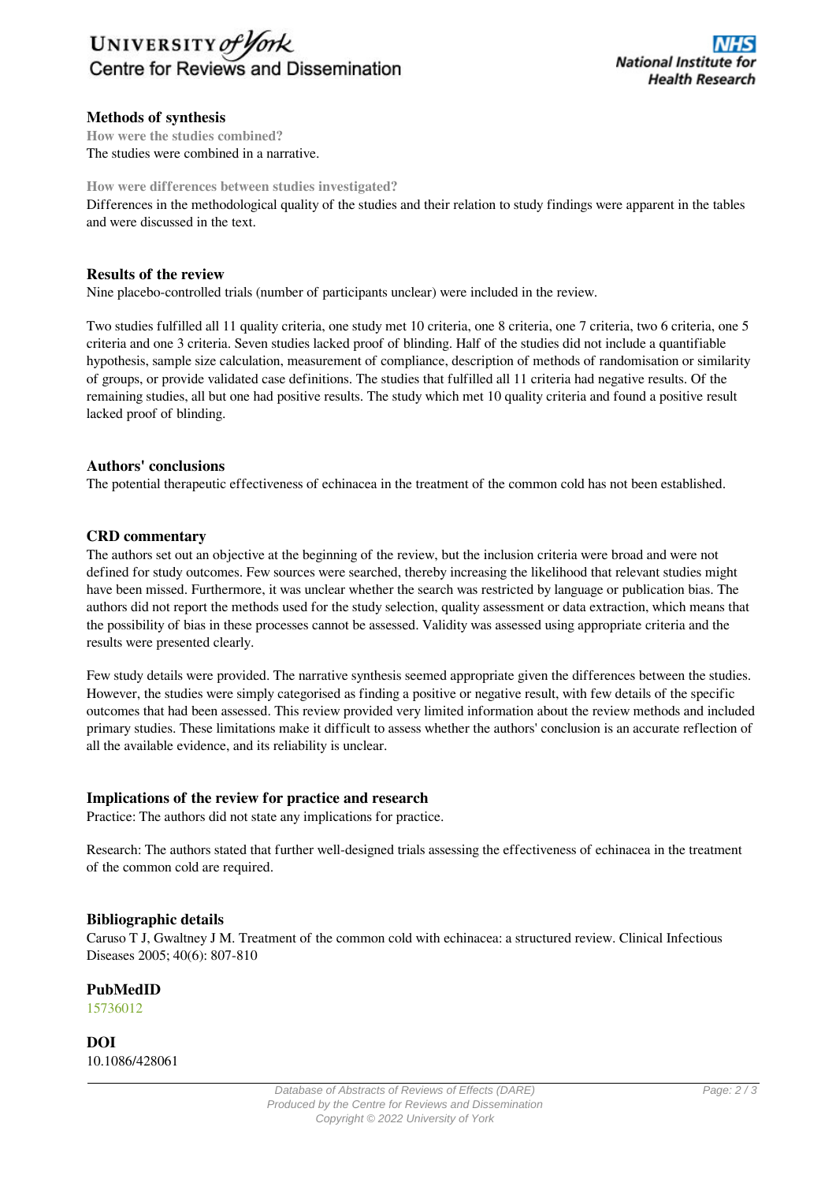## Methods of synthesis

### How were the studies combined?

The studies were combined in a narrative.

### How were differences between studies investigated?

Differences in the methodological quality of the studies and their relation to study findings were apparent in the tables and were discussed in the text.

## Results of the review

Nine placebo-controlled trials (number of participants unclear) were included in the review.

Two studies fulfilled all 11 quality criteria, one study met 10 criteria, one 8 criteria, one 7 criteria, two 6 criteria, one 5 criteria and one 3 criteria. Seven studies lacked proof of blinding. Half of the studies did not include a quantifiable hypothesis, sample size calculation, measurement of compliance, description of methods of randomisation or similarity of groups, or provide validated case definitions. The studies that fulfilled all 11 criteria had negative results. Of the remaining studies, all but one had positive results. The study which met 10 quality criteria and found a positive result lacked proof of blinding.

## Authors' conclusions

The potential therapeutic effectiveness of echinacea in the treatment of the common cold has not been established.

## CRD commentary

The authors set out an objective at the beginning of the review, but the inclusion criteria were broad and were not defined for study outcomes. Few sources were searched, thereby increasing the likelihood that relevant studies might have been missed. Furthermore, it was unclear whether the search was restricted by language or publication bias. The authors did not report the methods used for the study selection, quality assessment or data extraction, which means that the possibility of bias in these processes cannot be assessed. Validity was assessed using appropriate criteria and the results were presented clearly.

Few study details were provided. The narrative synthesis seemed appropriate given the differences between the studies. However, the studies were simply categorised as finding a positive or negative result, with few details of the specific outcomes that had been assessed. This review provided very limited information about the review methods and included primary studies. These limitations make it difficult to assess whether the authors' conclusion is an accurate reflection of all the available evidence, and its reliability is unclear.

## Implications of the review for practice and research

Practice: The authors did not state any implications for practice.

Research: The authors stated that further well-designed trials assessing the effectiveness of echinacea in the treatment of the common cold are required.

## Bibliographic details

Caruso T J, Gwaltney J M. Treatment of the common cold with echinacea: a structured review. Clinical Infectious Diseases 2005; 40(6): 807-810

## PubMedID

15736012

## DOI

10.1086/428061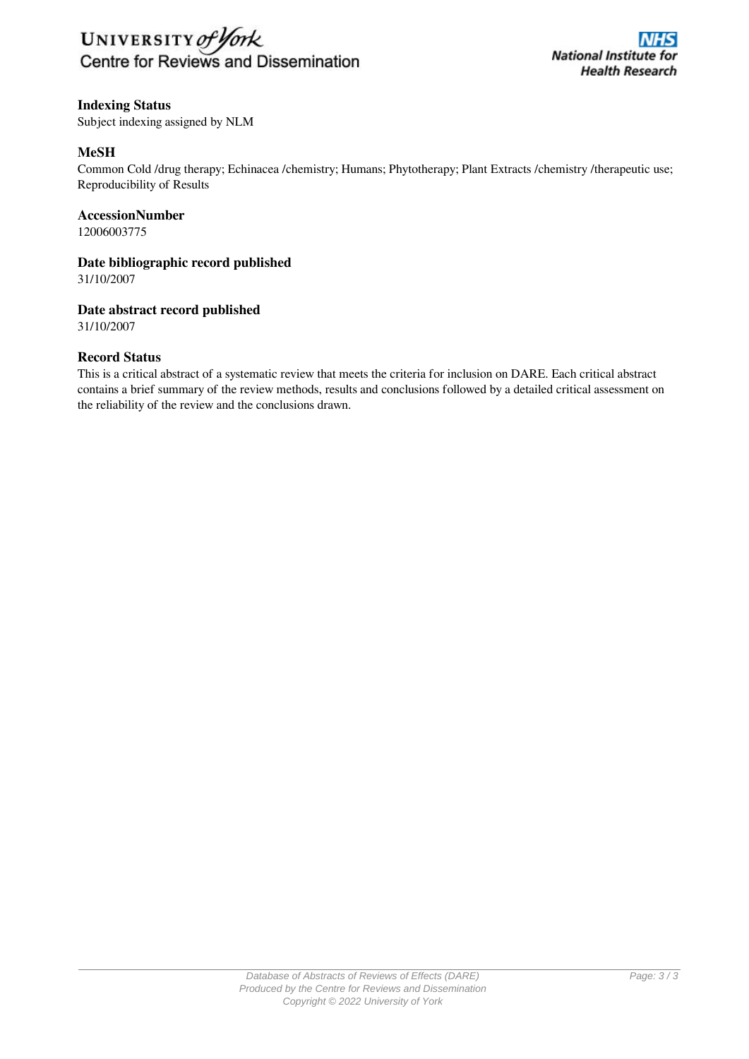**Indexing Status**
Subject indexing assigned by NLM

**MeSH**
Common Cold /drug therapy; Echinacea /chemistry; Humans; Phytotherapy; Plant Extracts /chemistry /therapeutic use; Reproducibility of Results

**AccessionNumber**
12006003775

**Date bibliographic record published**
31/10/2007

**Date abstract record published**
31/10/2007

**Record Status**
This is a critical abstract of a systematic review that meets the criteria for inclusion on DARE. Each critical abstract contains a brief summary of the review methods, results and conclusions followed by a detailed critical assessment on the reliability of the review and the conclusions drawn.